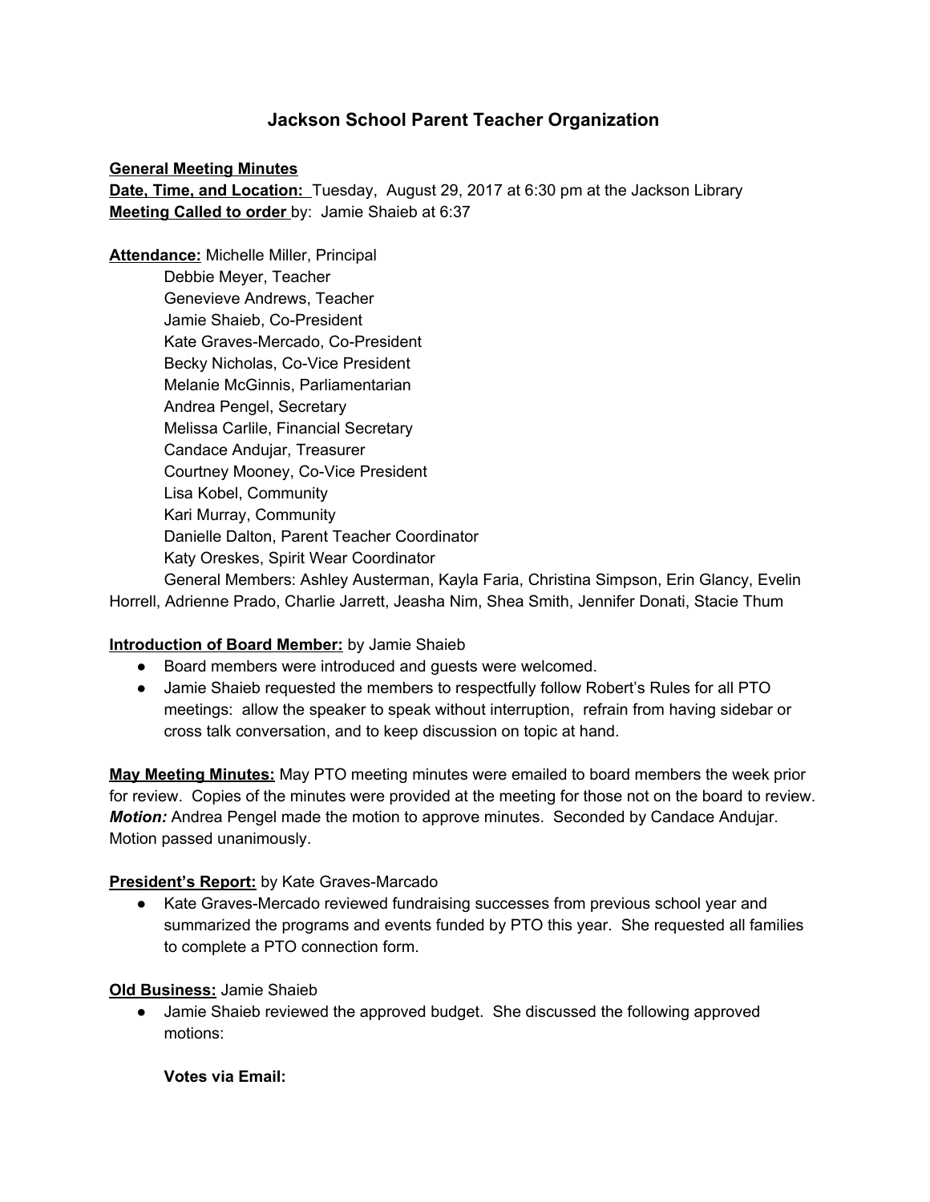# Jackson School Parent Teacher Organization

**General Meeting Minutes**

**Date, Time, and Location:** Tuesday, August 29, 2017 at 6:30 pm at the Jackson Library

**Meeting Called to order** by: Jamie Shaieb at 6:37

**Attendance:** Michelle Miller, Principal
Debbie Meyer, Teacher
Genevieve Andrews, Teacher
Jamie Shaieb, Co-President
Kate Graves-Mercado, Co-President
Becky Nicholas, Co-Vice President
Melanie McGinnis, Parliamentarian
Andrea Pengel, Secretary
Melissa Carlile, Financial Secretary
Candace Andujar, Treasurer
Courtney Mooney, Co-Vice President
Lisa Kobel, Community
Kari Murray, Community
Danielle Dalton, Parent Teacher Coordinator
Katy Oreskes, Spirit Wear Coordinator
General Members: Ashley Austerman, Kayla Faria, Christina Simpson, Erin Glancy, Evelin Horrell, Adrienne Prado, Charlie Jarrett, Jeasha Nim, Shea Smith, Jennifer Donati, Stacie Thum

**Introduction of Board Member:** by Jamie Shaieb

- Board members were introduced and guests were welcomed.
- Jamie Shaieb requested the members to respectfully follow Robert's Rules for all PTO meetings: allow the speaker to speak without interruption, refrain from having sidebar or cross talk conversation, and to keep discussion on topic at hand.

**May Meeting Minutes:** May PTO meeting minutes were emailed to board members the week prior for review. Copies of the minutes were provided at the meeting for those not on the board to review. ***Motion:*** Andrea Pengel made the motion to approve minutes. Seconded by Candace Andujar. Motion passed unanimously.

**President's Report:** by Kate Graves-Marcado

- Kate Graves-Mercado reviewed fundraising successes from previous school year and summarized the programs and events funded by PTO this year. She requested all families to complete a PTO connection form.

**Old Business:** Jamie Shaieb

- Jamie Shaieb reviewed the approved budget. She discussed the following approved motions:

  **Votes via Email:**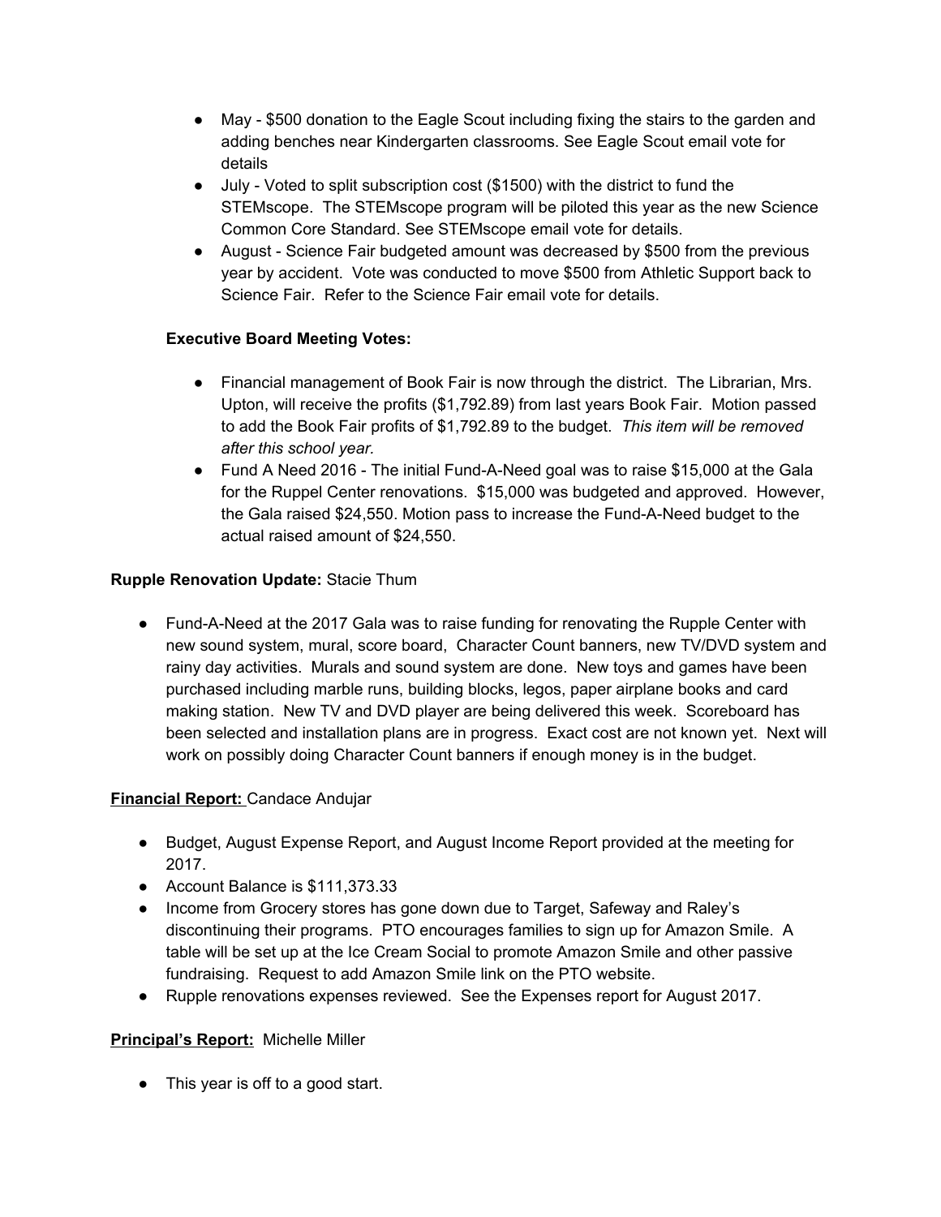- May - $500 donation to the Eagle Scout including fixing the stairs to the garden and adding benches near Kindergarten classrooms. See Eagle Scout email vote for details
- July - Voted to split subscription cost ($1500) with the district to fund the STEMscope. The STEMscope program will be piloted this year as the new Science Common Core Standard. See STEMscope email vote for details.
- August - Science Fair budgeted amount was decreased by $500 from the previous year by accident. Vote was conducted to move $500 from Athletic Support back to Science Fair. Refer to the Science Fair email vote for details.

**Executive Board Meeting Votes:**

- Financial management of Book Fair is now through the district. The Librarian, Mrs. Upton, will receive the profits ($1,792.89) from last years Book Fair. Motion passed to add the Book Fair profits of $1,792.89 to the budget. *This item will be removed after this school year.*
- Fund A Need 2016 - The initial Fund-A-Need goal was to raise $15,000 at the Gala for the Ruppel Center renovations. $15,000 was budgeted and approved. However, the Gala raised $24,550. Motion pass to increase the Fund-A-Need budget to the actual raised amount of $24,550.

**Rupple Renovation Update:** Stacie Thum

- Fund-A-Need at the 2017 Gala was to raise funding for renovating the Rupple Center with new sound system, mural, score board, Character Count banners, new TV/DVD system and rainy day activities. Murals and sound system are done. New toys and games have been purchased including marble runs, building blocks, legos, paper airplane books and card making station. New TV and DVD player are being delivered this week. Scoreboard has been selected and installation plans are in progress. Exact cost are not known yet. Next will work on possibly doing Character Count banners if enough money is in the budget.

**Financial Report:** Candace Andujar

- Budget, August Expense Report, and August Income Report provided at the meeting for 2017.
- Account Balance is $111,373.33
- Income from Grocery stores has gone down due to Target, Safeway and Raley's discontinuing their programs. PTO encourages families to sign up for Amazon Smile. A table will be set up at the Ice Cream Social to promote Amazon Smile and other passive fundraising. Request to add Amazon Smile link on the PTO website.
- Rupple renovations expenses reviewed. See the Expenses report for August 2017.

**Principal's Report:** Michelle Miller

- This year is off to a good start.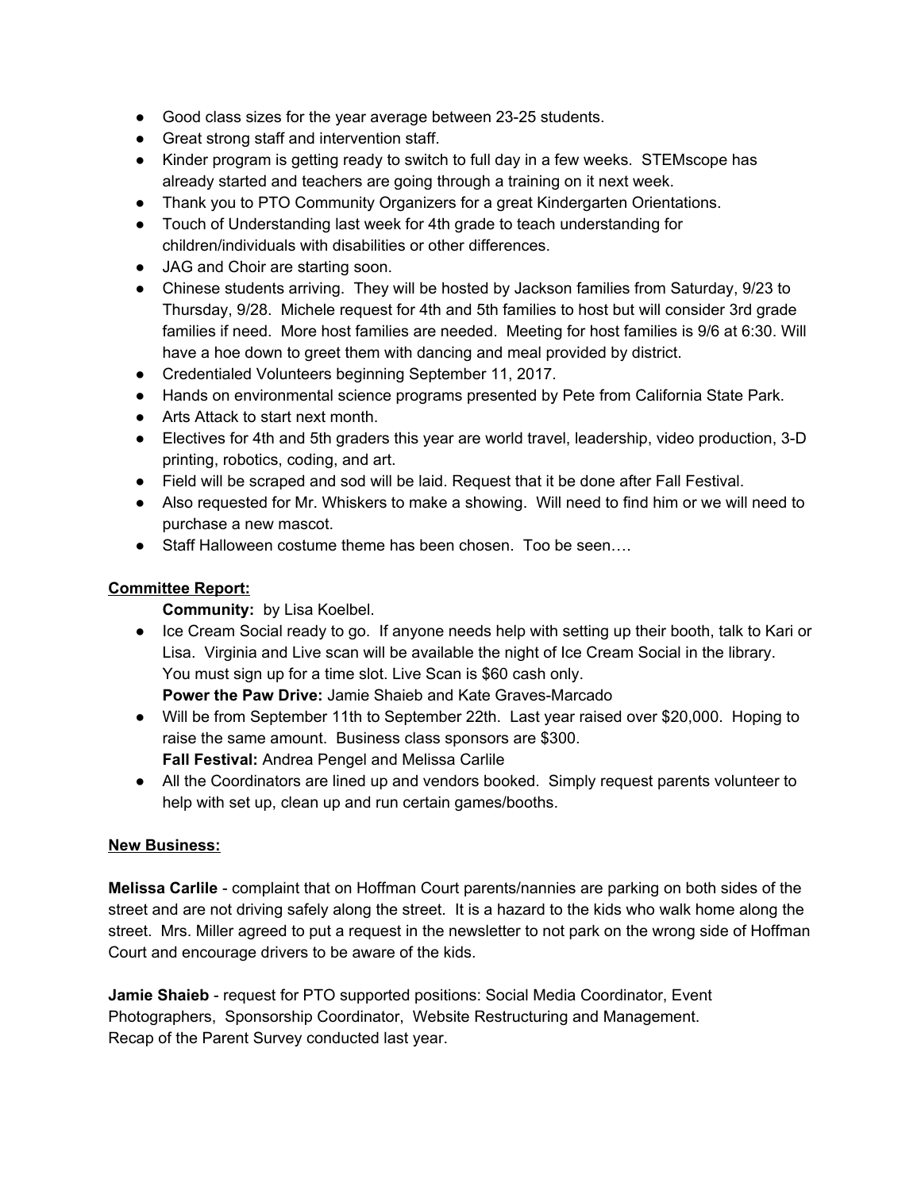- Good class sizes for the year average between 23-25 students.
- Great strong staff and intervention staff.
- Kinder program is getting ready to switch to full day in a few weeks. STEMscope has already started and teachers are going through a training on it next week.
- Thank you to PTO Community Organizers for a great Kindergarten Orientations.
- Touch of Understanding last week for 4th grade to teach understanding for children/individuals with disabilities or other differences.
- JAG and Choir are starting soon.
- Chinese students arriving. They will be hosted by Jackson families from Saturday, 9/23 to Thursday, 9/28. Michele request for 4th and 5th families to host but will consider 3rd grade families if need. More host families are needed. Meeting for host families is 9/6 at 6:30. Will have a hoe down to greet them with dancing and meal provided by district.
- Credentialed Volunteers beginning September 11, 2017.
- Hands on environmental science programs presented by Pete from California State Park.
- Arts Attack to start next month.
- Electives for 4th and 5th graders this year are world travel, leadership, video production, 3-D printing, robotics, coding, and art.
- Field will be scraped and sod will be laid. Request that it be done after Fall Festival.
- Also requested for Mr. Whiskers to make a showing. Will need to find him or we will need to purchase a new mascot.
- Staff Halloween costume theme has been chosen. Too be seen….

## Committee Report:

**Community:** by Lisa Koelbel.

- Ice Cream Social ready to go. If anyone needs help with setting up their booth, talk to Kari or Lisa. Virginia and Live scan will be available the night of Ice Cream Social in the library. You must sign up for a time slot. Live Scan is $60 cash only.

**Power the Paw Drive:** Jamie Shaieb and Kate Graves-Marcado

- Will be from September 11th to September 22th. Last year raised over $20,000. Hoping to raise the same amount. Business class sponsors are $300.

**Fall Festival:** Andrea Pengel and Melissa Carlile

- All the Coordinators are lined up and vendors booked. Simply request parents volunteer to help with set up, clean up and run certain games/booths.

## New Business:

**Melissa Carlile** - complaint that on Hoffman Court parents/nannies are parking on both sides of the street and are not driving safely along the street. It is a hazard to the kids who walk home along the street. Mrs. Miller agreed to put a request in the newsletter to not park on the wrong side of Hoffman Court and encourage drivers to be aware of the kids.

**Jamie Shaieb** - request for PTO supported positions: Social Media Coordinator, Event Photographers, Sponsorship Coordinator, Website Restructuring and Management.
Recap of the Parent Survey conducted last year.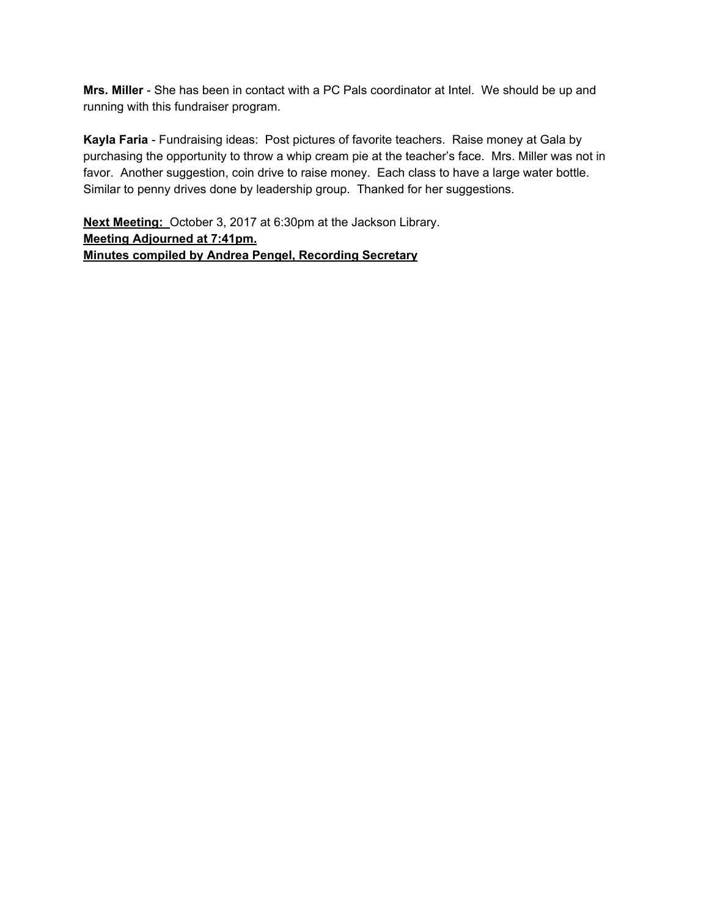**Mrs. Miller** - She has been in contact with a PC Pals coordinator at Intel.  We should be up and running with this fundraiser program.

**Kayla Faria** - Fundraising ideas:  Post pictures of favorite teachers.  Raise money at Gala by purchasing the opportunity to throw a whip cream pie at the teacher's face.  Mrs. Miller was not in favor.  Another suggestion, coin drive to raise money.  Each class to have a large water bottle.  Similar to penny drives done by leadership group.  Thanked for her suggestions.

**Next Meeting:** October 3, 2017 at 6:30pm at the Jackson Library.
**Meeting Adjourned at 7:41pm.**
**Minutes compiled by Andrea Pengel, Recording Secretary**